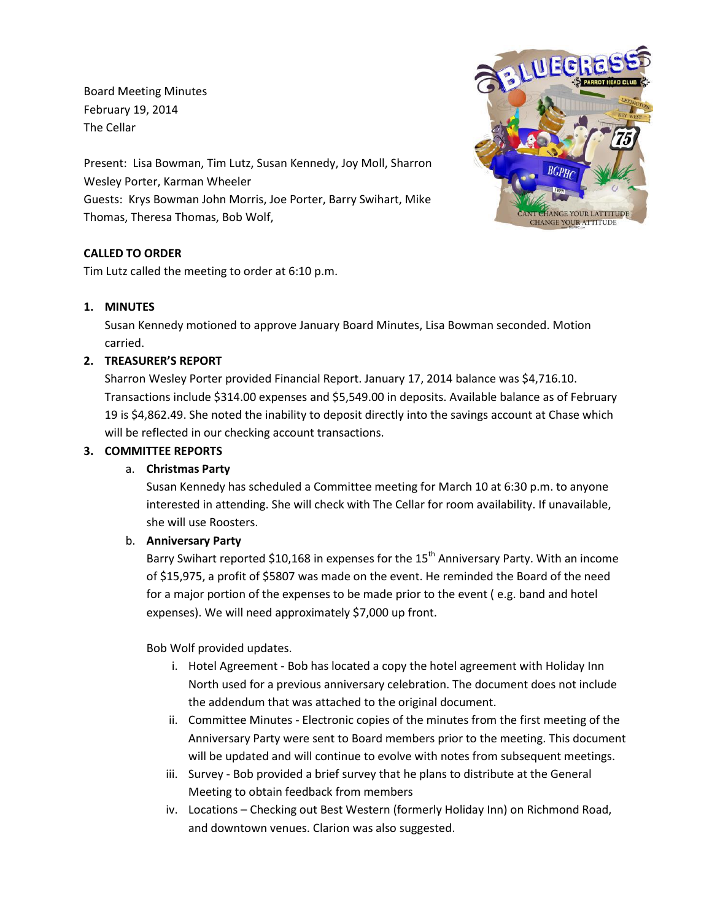Board Meeting Minutes
February 19, 2014
The Cellar

Present: Lisa Bowman, Tim Lutz, Susan Kennedy, Joy Moll, Sharron Wesley Porter, Karman Wheeler
Guests: Krys Bowman John Morris, Joe Porter, Barry Swihart, Mike Thomas, Theresa Thomas, Bob Wolf,

**CALLED TO ORDER**

Tim Lutz called the meeting to order at 6:10 p.m.

1. **MINUTES**

   Susan Kennedy motioned to approve January Board Minutes, Lisa Bowman seconded. Motion carried.

2. **TREASURER'S REPORT**

   Sharron Wesley Porter provided Financial Report. January 17, 2014 balance was $4,716.10. Transactions include $314.00 expenses and $5,549.00 in deposits. Available balance as of February 19 is $4,862.49. She noted the inability to deposit directly into the savings account at Chase which will be reflected in our checking account transactions.

3. **COMMITTEE REPORTS**

   a. **Christmas Party**

      Susan Kennedy has scheduled a Committee meeting for March 10 at 6:30 p.m. to anyone interested in attending. She will check with The Cellar for room availability. If unavailable, she will use Roosters.

   b. **Anniversary Party**

      Barry Swihart reported $10,168 in expenses for the 15th Anniversary Party. With an income of $15,975, a profit of $5807 was made on the event. He reminded the Board of the need for a major portion of the expenses to be made prior to the event ( e.g. band and hotel expenses). We will need approximately $7,000 up front.

      Bob Wolf provided updates.

      i. Hotel Agreement - Bob has located a copy the hotel agreement with Holiday Inn North used for a previous anniversary celebration. The document does not include the addendum that was attached to the original document.
      ii. Committee Minutes - Electronic copies of the minutes from the first meeting of the Anniversary Party were sent to Board members prior to the meeting. This document will be updated and will continue to evolve with notes from subsequent meetings.
      iii. Survey - Bob provided a brief survey that he plans to distribute at the General Meeting to obtain feedback from members
      iv. Locations – Checking out Best Western (formerly Holiday Inn) on Richmond Road, and downtown venues. Clarion was also suggested.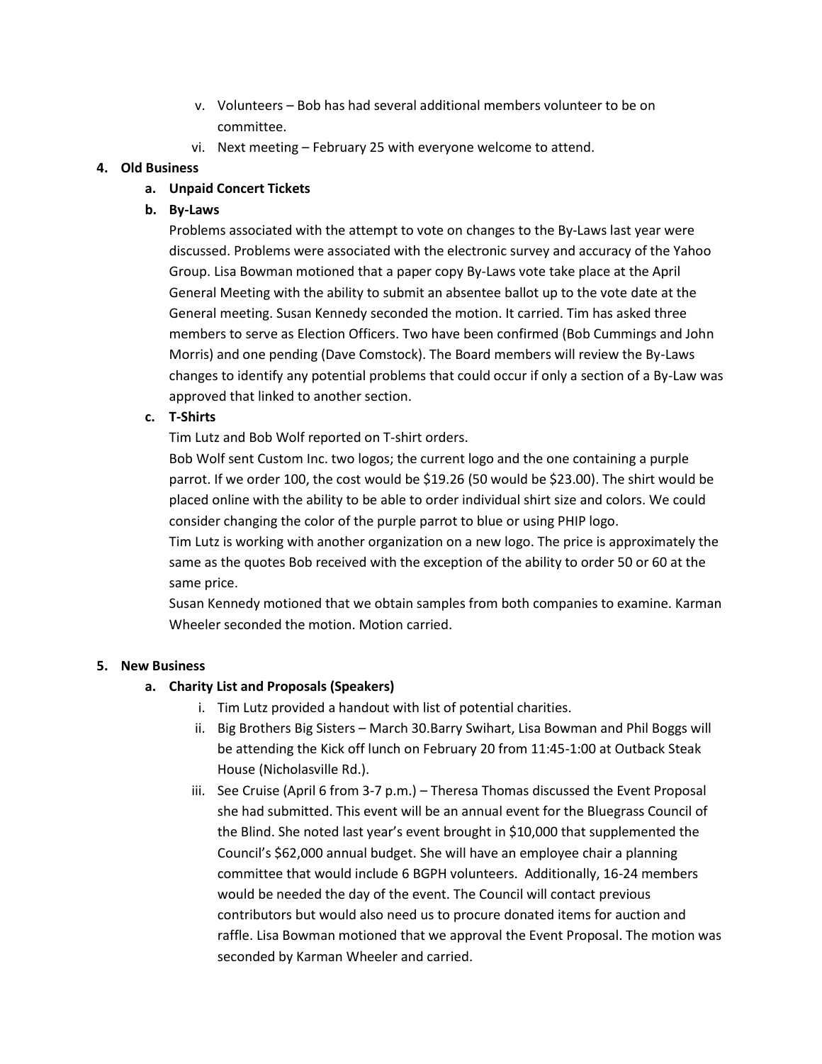v. Volunteers – Bob has had several additional members volunteer to be on committee.
   vi. Next meeting – February 25 with everyone welcome to attend.

**4. Old Business**

   **a. Unpaid Concert Tickets**

   **b. By-Laws**

   Problems associated with the attempt to vote on changes to the By-Laws last year were discussed. Problems were associated with the electronic survey and accuracy of the Yahoo Group. Lisa Bowman motioned that a paper copy By-Laws vote take place at the April General Meeting with the ability to submit an absentee ballot up to the vote date at the General meeting. Susan Kennedy seconded the motion. It carried. Tim has asked three members to serve as Election Officers. Two have been confirmed (Bob Cummings and John Morris) and one pending (Dave Comstock). The Board members will review the By-Laws changes to identify any potential problems that could occur if only a section of a By-Law was approved that linked to another section.

   **c. T-Shirts**

   Tim Lutz and Bob Wolf reported on T-shirt orders.

   Bob Wolf sent Custom Inc. two logos; the current logo and the one containing a purple parrot. If we order 100, the cost would be $19.26 (50 would be $23.00). The shirt would be placed online with the ability to be able to order individual shirt size and colors. We could consider changing the color of the purple parrot to blue or using PHIP logo.

   Tim Lutz is working with another organization on a new logo. The price is approximately the same as the quotes Bob received with the exception of the ability to order 50 or 60 at the same price.

   Susan Kennedy motioned that we obtain samples from both companies to examine. Karman Wheeler seconded the motion. Motion carried.

**5. New Business**

   **a. Charity List and Proposals (Speakers)**

   i. Tim Lutz provided a handout with list of potential charities.
   ii. Big Brothers Big Sisters – March 30.Barry Swihart, Lisa Bowman and Phil Boggs will be attending the Kick off lunch on February 20 from 11:45-1:00 at Outback Steak House (Nicholasville Rd.).
   iii. See Cruise (April 6 from 3-7 p.m.) – Theresa Thomas discussed the Event Proposal she had submitted. This event will be an annual event for the Bluegrass Council of the Blind. She noted last year's event brought in $10,000 that supplemented the Council's $62,000 annual budget. She will have an employee chair a planning committee that would include 6 BGPH volunteers. Additionally, 16-24 members would be needed the day of the event. The Council will contact previous contributors but would also need us to procure donated items for auction and raffle. Lisa Bowman motioned that we approval the Event Proposal. The motion was seconded by Karman Wheeler and carried.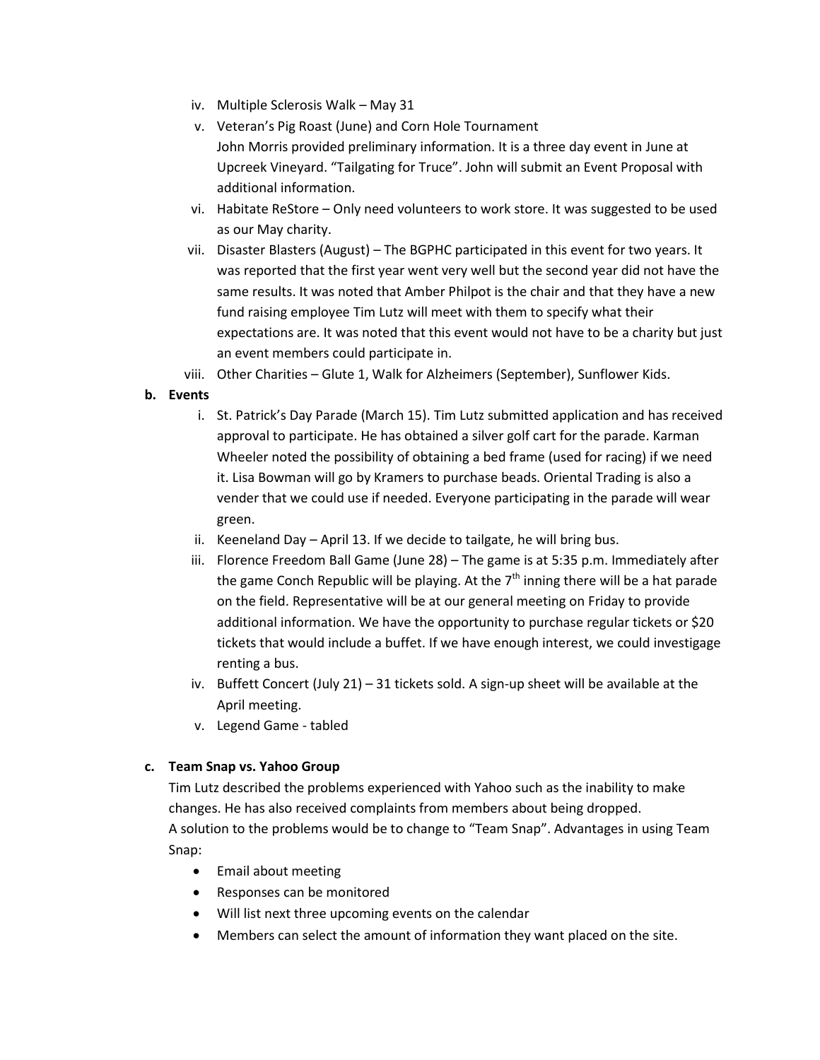iv. Multiple Sclerosis Walk – May 31

v. Veteran's Pig Roast (June) and Corn Hole Tournament
John Morris provided preliminary information. It is a three day event in June at Upcreek Vineyard. "Tailgating for Truce". John will submit an Event Proposal with additional information.

vi. Habitate ReStore – Only need volunteers to work store. It was suggested to be used as our May charity.

vii. Disaster Blasters (August) – The BGPHC participated in this event for two years. It was reported that the first year went very well but the second year did not have the same results. It was noted that Amber Philpot is the chair and that they have a new fund raising employee Tim Lutz will meet with them to specify what their expectations are. It was noted that this event would not have to be a charity but just an event members could participate in.

viii. Other Charities – Glute 1, Walk for Alzheimers (September), Sunflower Kids.

**b. Events**

i. St. Patrick's Day Parade (March 15). Tim Lutz submitted application and has received approval to participate. He has obtained a silver golf cart for the parade. Karman Wheeler noted the possibility of obtaining a bed frame (used for racing) if we need it. Lisa Bowman will go by Kramers to purchase beads. Oriental Trading is also a vender that we could use if needed. Everyone participating in the parade will wear green.

ii. Keeneland Day – April 13. If we decide to tailgate, he will bring bus.

iii. Florence Freedom Ball Game (June 28) – The game is at 5:35 p.m. Immediately after the game Conch Republic will be playing. At the 7th inning there will be a hat parade on the field. Representative will be at our general meeting on Friday to provide additional information. We have the opportunity to purchase regular tickets or $20 tickets that would include a buffet. If we have enough interest, we could investigage renting a bus.

iv. Buffett Concert (July 21) – 31 tickets sold. A sign-up sheet will be available at the April meeting.

v. Legend Game - tabled

**c. Team Snap vs. Yahoo Group**

Tim Lutz described the problems experienced with Yahoo such as the inability to make changes. He has also received complaints from members about being dropped.
A solution to the problems would be to change to "Team Snap". Advantages in using Team Snap:

- Email about meeting
- Responses can be monitored
- Will list next three upcoming events on the calendar
- Members can select the amount of information they want placed on the site.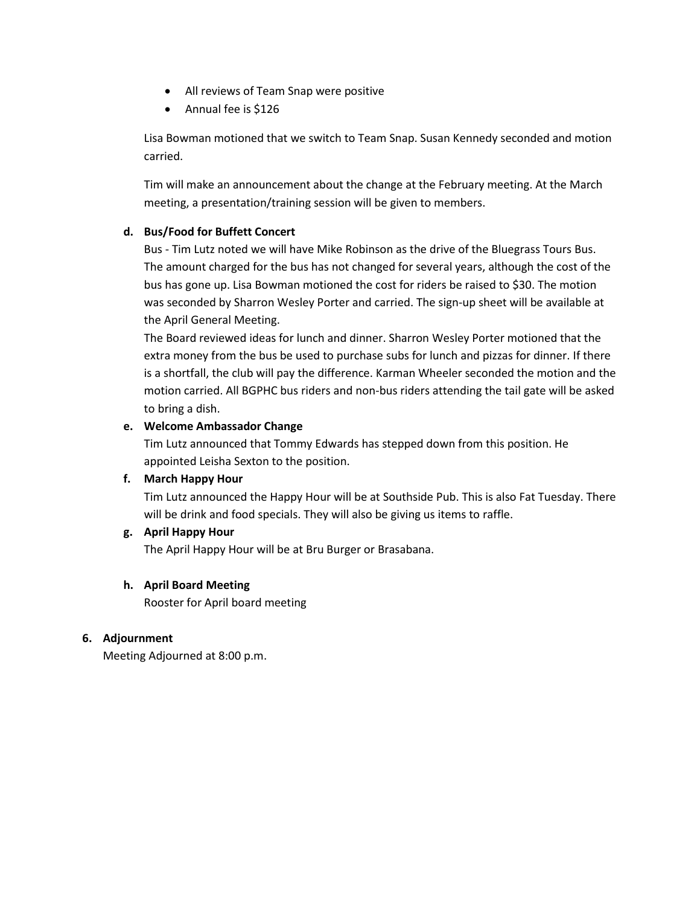- All reviews of Team Snap were positive
- Annual fee is $126

Lisa Bowman motioned that we switch to Team Snap. Susan Kennedy seconded and motion carried.

Tim will make an announcement about the change at the February meeting. At the March meeting, a presentation/training session will be given to members.

**d. Bus/Food for Buffett Concert**

Bus - Tim Lutz noted we will have Mike Robinson as the drive of the Bluegrass Tours Bus. The amount charged for the bus has not changed for several years, although the cost of the bus has gone up. Lisa Bowman motioned the cost for riders be raised to $30. The motion was seconded by Sharron Wesley Porter and carried. The sign-up sheet will be available at the April General Meeting.

The Board reviewed ideas for lunch and dinner. Sharron Wesley Porter motioned that the extra money from the bus be used to purchase subs for lunch and pizzas for dinner. If there is a shortfall, the club will pay the difference. Karman Wheeler seconded the motion and the motion carried. All BGPHC bus riders and non-bus riders attending the tail gate will be asked to bring a dish.

**e. Welcome Ambassador Change**

Tim Lutz announced that Tommy Edwards has stepped down from this position. He appointed Leisha Sexton to the position.

**f. March Happy Hour**

Tim Lutz announced the Happy Hour will be at Southside Pub. This is also Fat Tuesday. There will be drink and food specials. They will also be giving us items to raffle.

**g. April Happy Hour**

The April Happy Hour will be at Bru Burger or Brasabana.

**h. April Board Meeting**

Rooster for April board meeting

**6. Adjournment**

Meeting Adjourned at 8:00 p.m.